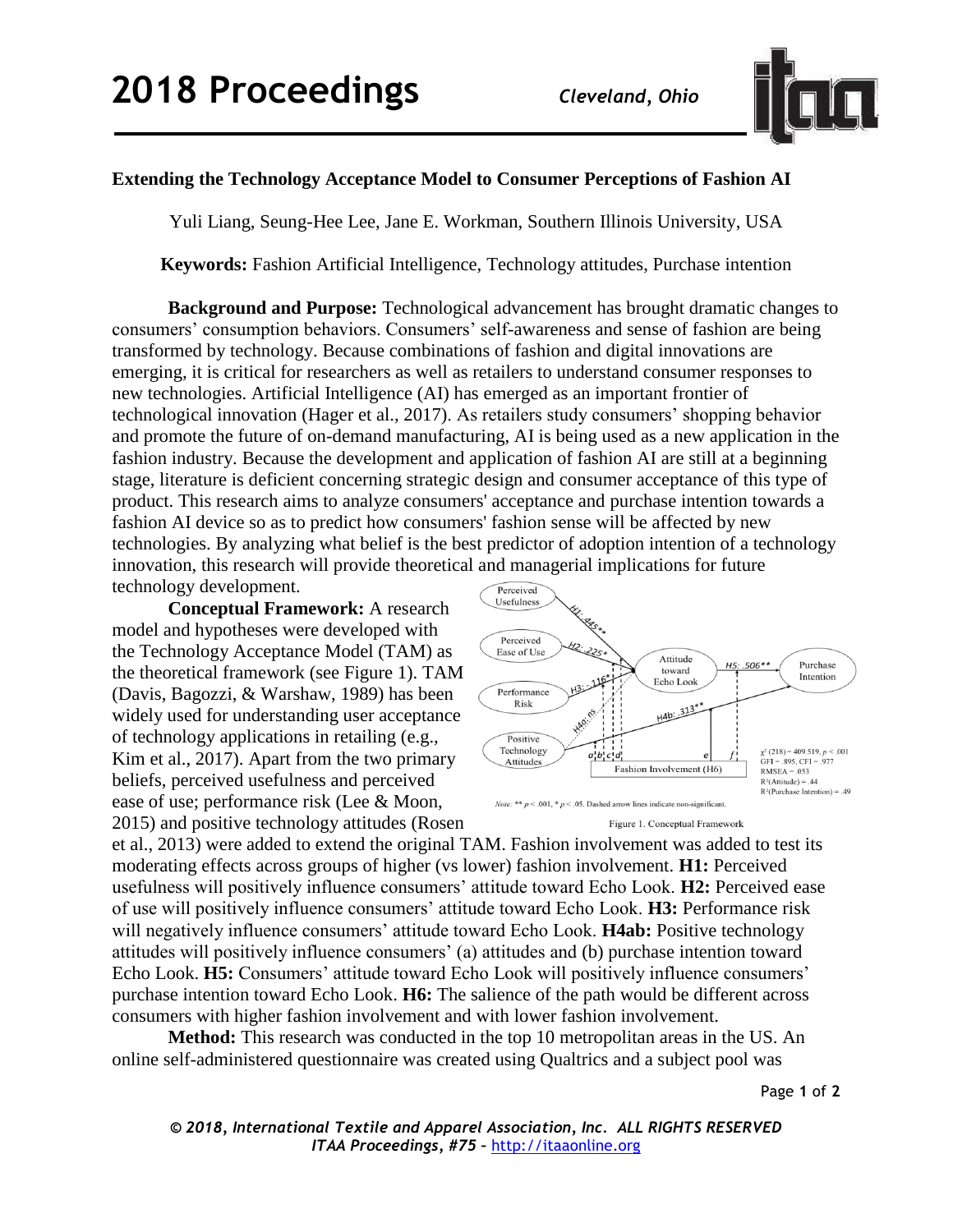**Extending the Technology Acceptance Model to Consumer Perceptions of Fashion AI**

Yuli Liang, Seung-Hee Lee, Jane E. Workman, Southern Illinois University, USA

**Keywords:** Fashion Artificial Intelligence, Technology attitudes, Purchase intention

**Background and Purpose:** Technological advancement has brought dramatic changes to consumers' consumption behaviors. Consumers' self-awareness and sense of fashion are being transformed by technology. Because combinations of fashion and digital innovations are emerging, it is critical for researchers as well as retailers to understand consumer responses to new technologies. Artificial Intelligence (AI) has emerged as an important frontier of technological innovation (Hager et al., 2017). As retailers study consumers' shopping behavior and promote the future of on-demand manufacturing, AI is being used as a new application in the fashion industry. Because the development and application of fashion AI are still at a beginning stage, literature is deficient concerning strategic design and consumer acceptance of this type of product. This research aims to analyze consumers' acceptance and purchase intention towards a fashion AI device so as to predict how consumers' fashion sense will be affected by new technologies. By analyzing what belief is the best predictor of adoption intention of a technology innovation, this research will provide theoretical and managerial implications for future technology development.

**Conceptual Framework:** A research model and hypotheses were developed with the Technology Acceptance Model (TAM) as the theoretical framework (see Figure 1). TAM (Davis, Bagozzi, & Warshaw, 1989) has been widely used for understanding user acceptance of technology applications in retailing (e.g., Kim et al., 2017). Apart from the two primary beliefs, perceived usefulness and perceived ease of use; performance risk (Lee & Moon, 2015) and positive technology attitudes (Rosen et al., 2013) were added to extend the original TAM. Fashion involvement was added to test its moderating effects across groups of higher (vs lower) fashion involvement. **H1:** Perceived usefulness will positively influence consumers' attitude toward Echo Look. **H2:** Perceived ease of use will positively influence consumers' attitude toward Echo Look. **H3:** Performance risk will negatively influence consumers' attitude toward Echo Look. **H4ab:** Positive technology attitudes will positively influence consumers' (a) attitudes and (b) purchase intention toward Echo Look. **H5:** Consumers' attitude toward Echo Look will positively influence consumers' purchase intention toward Echo Look. **H6:** The salience of the path would be different across consumers with higher fashion involvement and with lower fashion involvement.

Perceived Usefulness → Attitude toward Echo Look (H1: .445**); Perceived Ease of Use → Attitude toward Echo Look (H2: .225*); Performance Risk → Attitude toward Echo Look (H3: -.116*); Positive Technology Attitudes → Attitude toward Echo Look (H4a: ns); Positive Technology Attitudes → Purchase Intention (H4b: .313**); Attitude toward Echo Look → Purchase Intention (H5: .506**); Fashion Involvement (H6) moderating paths a, b, c, d, e, f.

$\chi^2$ (218) = 409.519, $p < .001$
GFI = .895, CFI = .977
RMSEA = .053
$R^2$(Attitude) = .44
$R^2$(Purchase Intention) = .49

*Note:* ** $p < .001$, * $p < .05$. Dashed arrow lines indicate non-significant.

Figure 1. Conceptual Framework

**Method:** This research was conducted in the top 10 metropolitan areas in the US. An online self-administered questionnaire was created using Qualtrics and a subject pool was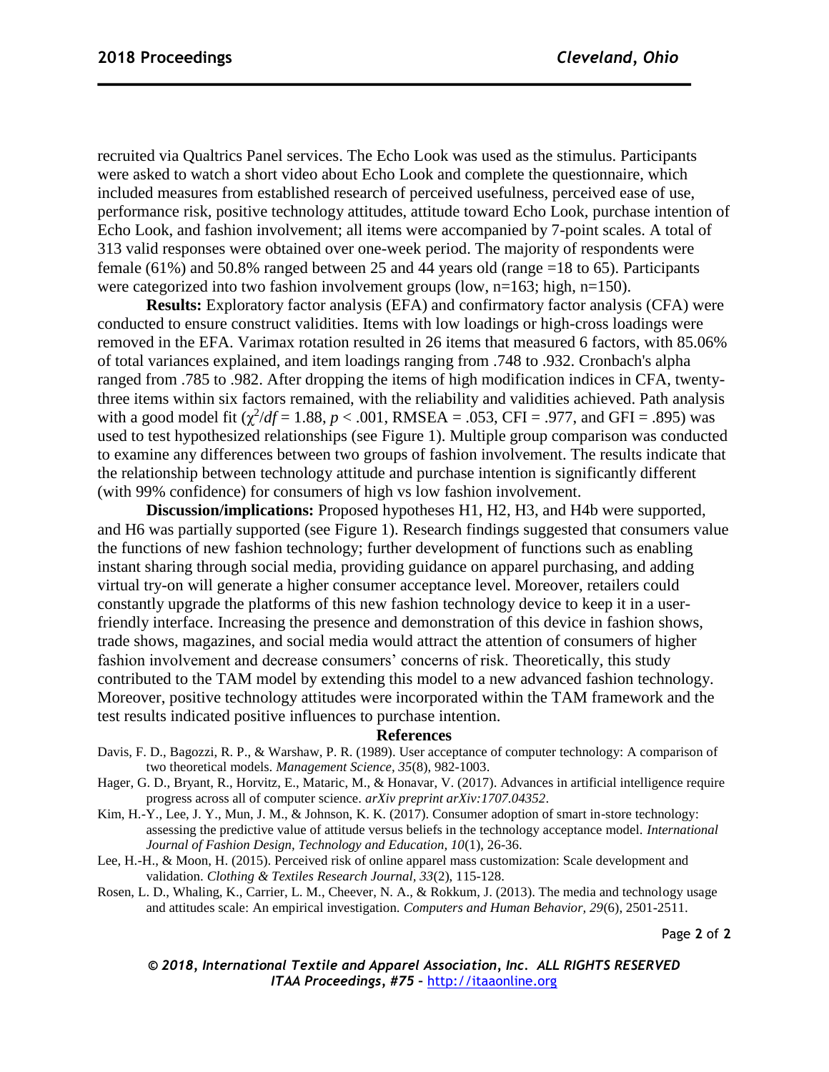recruited via Qualtrics Panel services. The Echo Look was used as the stimulus. Participants were asked to watch a short video about Echo Look and complete the questionnaire, which included measures from established research of perceived usefulness, perceived ease of use, performance risk, positive technology attitudes, attitude toward Echo Look, purchase intention of Echo Look, and fashion involvement; all items were accompanied by 7-point scales. A total of 313 valid responses were obtained over one-week period. The majority of respondents were female (61%) and 50.8% ranged between 25 and 44 years old (range =18 to 65). Participants were categorized into two fashion involvement groups (low, n=163; high, n=150).

**Results:** Exploratory factor analysis (EFA) and confirmatory factor analysis (CFA) were conducted to ensure construct validities. Items with low loadings or high-cross loadings were removed in the EFA. Varimax rotation resulted in 26 items that measured 6 factors, with 85.06% of total variances explained, and item loadings ranging from .748 to .932. Cronbach's alpha ranged from .785 to .982. After dropping the items of high modification indices in CFA, twenty-three items within six factors remained, with the reliability and validities achieved. Path analysis with a good model fit ($\chi^2/df$ = 1.88, $p$ < .001, RMSEA = .053, CFI = .977, and GFI = .895) was used to test hypothesized relationships (see Figure 1). Multiple group comparison was conducted to examine any differences between two groups of fashion involvement. The results indicate that the relationship between technology attitude and purchase intention is significantly different (with 99% confidence) for consumers of high vs low fashion involvement.

**Discussion/implications:** Proposed hypotheses H1, H2, H3, and H4b were supported, and H6 was partially supported (see Figure 1). Research findings suggested that consumers value the functions of new fashion technology; further development of functions such as enabling instant sharing through social media, providing guidance on apparel purchasing, and adding virtual try-on will generate a higher consumer acceptance level. Moreover, retailers could constantly upgrade the platforms of this new fashion technology device to keep it in a user-friendly interface. Increasing the presence and demonstration of this device in fashion shows, trade shows, magazines, and social media would attract the attention of consumers of higher fashion involvement and decrease consumers' concerns of risk. Theoretically, this study contributed to the TAM model by extending this model to a new advanced fashion technology. Moreover, positive technology attitudes were incorporated within the TAM framework and the test results indicated positive influences to purchase intention.

## References

Davis, F. D., Bagozzi, R. P., & Warshaw, P. R. (1989). User acceptance of computer technology: A comparison of two theoretical models. *Management Science, 35*(8), 982-1003.

Hager, G. D., Bryant, R., Horvitz, E., Mataric, M., & Honavar, V. (2017). Advances in artificial intelligence require progress across all of computer science. *arXiv preprint arXiv:1707.04352*.

Kim, H.-Y., Lee, J. Y., Mun, J. M., & Johnson, K. K. (2017). Consumer adoption of smart in-store technology: assessing the predictive value of attitude versus beliefs in the technology acceptance model. *International Journal of Fashion Design, Technology and Education, 10*(1), 26-36.

Lee, H.-H., & Moon, H. (2015). Perceived risk of online apparel mass customization: Scale development and validation. *Clothing & Textiles Research Journal, 33*(2), 115-128.

Rosen, L. D., Whaling, K., Carrier, L. M., Cheever, N. A., & Rokkum, J. (2013). The media and technology usage and attitudes scale: An empirical investigation. *Computers and Human Behavior, 29*(6), 2501-2511.